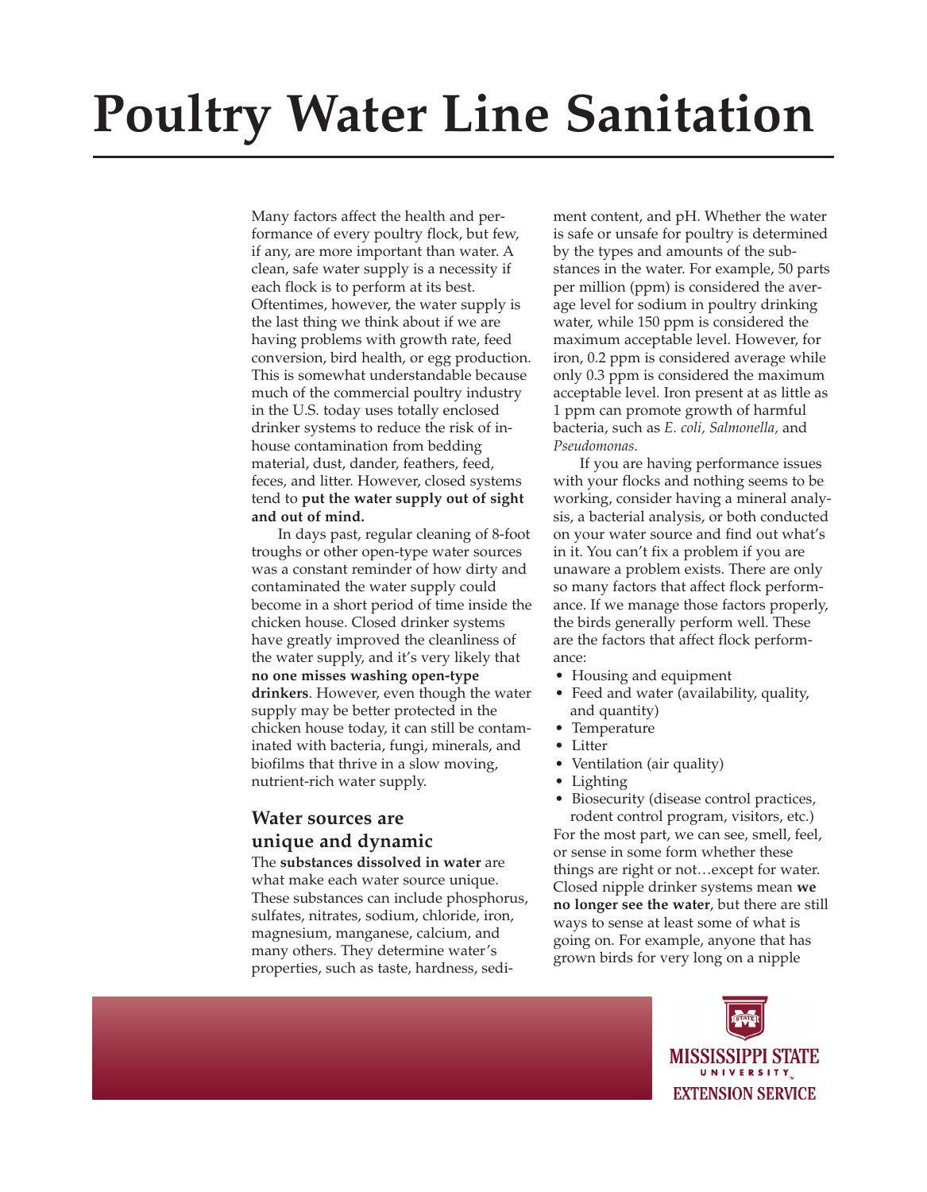# Poultry Water Line Sanitation

Many factors affect the health and performance of every poultry flock, but few, if any, are more important than water. A clean, safe water supply is a necessity if each flock is to perform at its best. Oftentimes, however, the water supply is the last thing we think about if we are having problems with growth rate, feed conversion, bird health, or egg production. This is somewhat understandable because much of the commercial poultry industry in the U.S. today uses totally enclosed drinker systems to reduce the risk of in-house contamination from bedding material, dust, dander, feathers, feed, feces, and litter. However, closed systems tend to **put the water supply out of sight and out of mind.**

In days past, regular cleaning of 8-foot troughs or other open-type water sources was a constant reminder of how dirty and contaminated the water supply could become in a short period of time inside the chicken house. Closed drinker systems have greatly improved the cleanliness of the water supply, and it's very likely that **no one misses washing open-type drinkers**. However, even though the water supply may be better protected in the chicken house today, it can still be contaminated with bacteria, fungi, minerals, and biofilms that thrive in a slow moving, nutrient-rich water supply.

## Water sources are unique and dynamic

The **substances dissolved in water** are what make each water source unique. These substances can include phosphorus, sulfates, nitrates, sodium, chloride, iron, magnesium, manganese, calcium, and many others. They determine water's properties, such as taste, hardness, sediment content, and pH. Whether the water is safe or unsafe for poultry is determined by the types and amounts of the substances in the water. For example, 50 parts per million (ppm) is considered the average level for sodium in poultry drinking water, while 150 ppm is considered the maximum acceptable level. However, for iron, 0.2 ppm is considered average while only 0.3 ppm is considered the maximum acceptable level. Iron present at as little as 1 ppm can promote growth of harmful bacteria, such as *E. coli, Salmonella,* and *Pseudomonas*.

If you are having performance issues with your flocks and nothing seems to be working, consider having a mineral analysis, a bacterial analysis, or both conducted on your water source and find out what's in it. You can't fix a problem if you are unaware a problem exists. There are only so many factors that affect flock performance. If we manage those factors properly, the birds generally perform well. These are the factors that affect flock performance:

- Housing and equipment
- Feed and water (availability, quality, and quantity)
- Temperature
- Litter
- Ventilation (air quality)
- Lighting
- Biosecurity (disease control practices, rodent control program, visitors, etc.)

For the most part, we can see, smell, feel, or sense in some form whether these things are right or not…except for water. Closed nipple drinker systems mean **we no longer see the water**, but there are still ways to sense at least some of what is going on. For example, anyone that has grown birds for very long on a nipple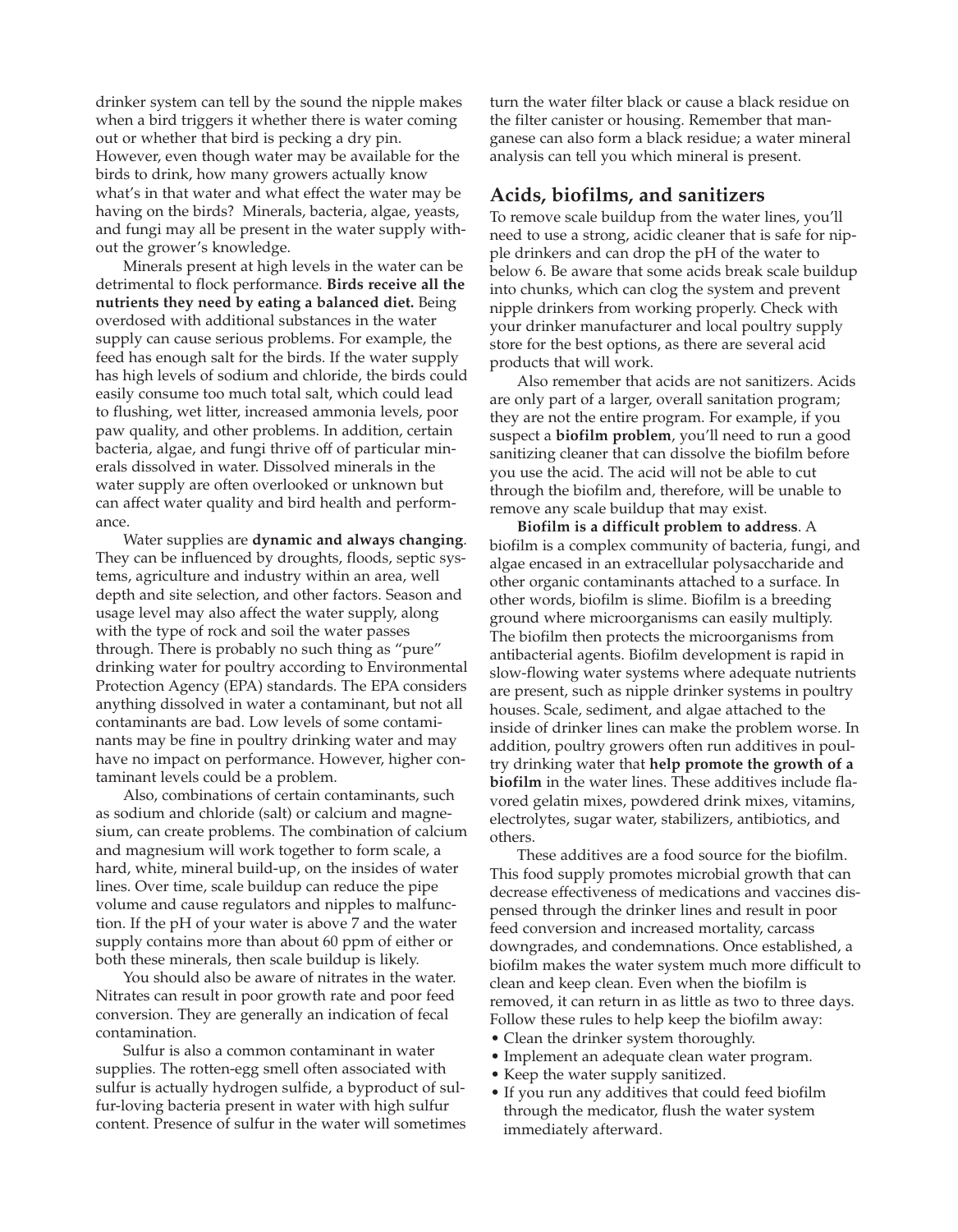drinker system can tell by the sound the nipple makes when a bird triggers it whether there is water coming out or whether that bird is pecking a dry pin. However, even though water may be available for the birds to drink, how many growers actually know what's in that water and what effect the water may be having on the birds? Minerals, bacteria, algae, yeasts, and fungi may all be present in the water supply without the grower's knowledge.

Minerals present at high levels in the water can be detrimental to flock performance. **Birds receive all the nutrients they need by eating a balanced diet.** Being overdosed with additional substances in the water supply can cause serious problems. For example, the feed has enough salt for the birds. If the water supply has high levels of sodium and chloride, the birds could easily consume too much total salt, which could lead to flushing, wet litter, increased ammonia levels, poor paw quality, and other problems. In addition, certain bacteria, algae, and fungi thrive off of particular minerals dissolved in water. Dissolved minerals in the water supply are often overlooked or unknown but can affect water quality and bird health and performance.

Water supplies are **dynamic and always changing**. They can be influenced by droughts, floods, septic systems, agriculture and industry within an area, well depth and site selection, and other factors. Season and usage level may also affect the water supply, along with the type of rock and soil the water passes through. There is probably no such thing as "pure" drinking water for poultry according to Environmental Protection Agency (EPA) standards. The EPA considers anything dissolved in water a contaminant, but not all contaminants are bad. Low levels of some contaminants may be fine in poultry drinking water and may have no impact on performance. However, higher contaminant levels could be a problem.

Also, combinations of certain contaminants, such as sodium and chloride (salt) or calcium and magnesium, can create problems. The combination of calcium and magnesium will work together to form scale, a hard, white, mineral build-up, on the insides of water lines. Over time, scale buildup can reduce the pipe volume and cause regulators and nipples to malfunction. If the pH of your water is above 7 and the water supply contains more than about 60 ppm of either or both these minerals, then scale buildup is likely.

You should also be aware of nitrates in the water. Nitrates can result in poor growth rate and poor feed conversion. They are generally an indication of fecal contamination.

Sulfur is also a common contaminant in water supplies. The rotten-egg smell often associated with sulfur is actually hydrogen sulfide, a byproduct of sulfur-loving bacteria present in water with high sulfur content. Presence of sulfur in the water will sometimes turn the water filter black or cause a black residue on the filter canister or housing. Remember that manganese can also form a black residue; a water mineral analysis can tell you which mineral is present.

## Acids, biofilms, and sanitizers

To remove scale buildup from the water lines, you'll need to use a strong, acidic cleaner that is safe for nipple drinkers and can drop the pH of the water to below 6. Be aware that some acids break scale buildup into chunks, which can clog the system and prevent nipple drinkers from working properly. Check with your drinker manufacturer and local poultry supply store for the best options, as there are several acid products that will work.

Also remember that acids are not sanitizers. Acids are only part of a larger, overall sanitation program; they are not the entire program. For example, if you suspect a **biofilm problem**, you'll need to run a good sanitizing cleaner that can dissolve the biofilm before you use the acid. The acid will not be able to cut through the biofilm and, therefore, will be unable to remove any scale buildup that may exist.

**Biofilm is a difficult problem to address**. A biofilm is a complex community of bacteria, fungi, and algae encased in an extracellular polysaccharide and other organic contaminants attached to a surface. In other words, biofilm is slime. Biofilm is a breeding ground where microorganisms can easily multiply. The biofilm then protects the microorganisms from antibacterial agents. Biofilm development is rapid in slow-flowing water systems where adequate nutrients are present, such as nipple drinker systems in poultry houses. Scale, sediment, and algae attached to the inside of drinker lines can make the problem worse. In addition, poultry growers often run additives in poultry drinking water that **help promote the growth of a biofilm** in the water lines. These additives include flavored gelatin mixes, powdered drink mixes, vitamins, electrolytes, sugar water, stabilizers, antibiotics, and others.

These additives are a food source for the biofilm. This food supply promotes microbial growth that can decrease effectiveness of medications and vaccines dispensed through the drinker lines and result in poor feed conversion and increased mortality, carcass downgrades, and condemnations. Once established, a biofilm makes the water system much more difficult to clean and keep clean. Even when the biofilm is removed, it can return in as little as two to three days. Follow these rules to help keep the biofilm away:

- Clean the drinker system thoroughly.
- Implement an adequate clean water program.
- Keep the water supply sanitized.
- If you run any additives that could feed biofilm through the medicator, flush the water system immediately afterward.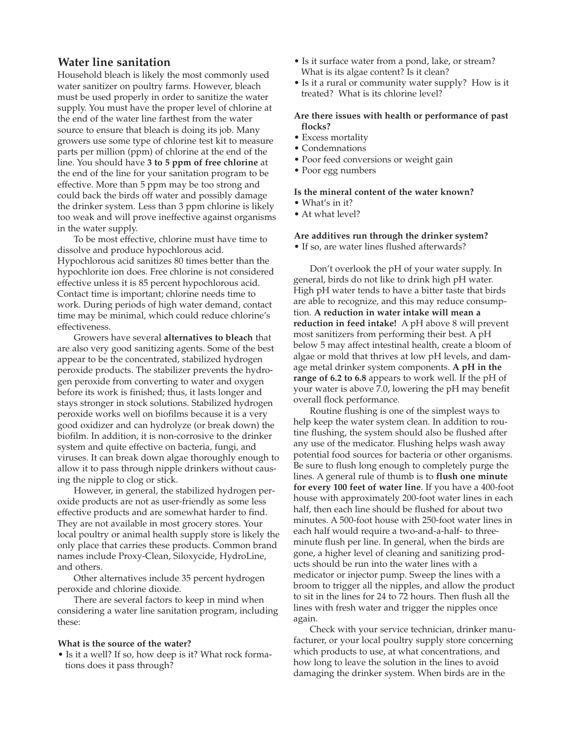## Water line sanitation

Household bleach is likely the most commonly used water sanitizer on poultry farms. However, bleach must be used properly in order to sanitize the water supply. You must have the proper level of chlorine at the end of the water line farthest from the water source to ensure that bleach is doing its job. Many growers use some type of chlorine test kit to measure parts per million (ppm) of chlorine at the end of the line. You should have **3 to 5 ppm of free chlorine** at the end of the line for your sanitation program to be effective. More than 5 ppm may be too strong and could back the birds off water and possibly damage the drinker system. Less than 3 ppm chlorine is likely too weak and will prove ineffective against organisms in the water supply.

To be most effective, chlorine must have time to dissolve and produce hypochlorous acid. Hypochlorous acid sanitizes 80 times better than the hypochlorite ion does. Free chlorine is not considered effective unless it is 85 percent hypochlorous acid. Contact time is important; chlorine needs time to work. During periods of high water demand, contact time may be minimal, which could reduce chlorine's effectiveness.

Growers have several **alternatives to bleach** that are also very good sanitizing agents. Some of the best appear to be the concentrated, stabilized hydrogen peroxide products. The stabilizer prevents the hydrogen peroxide from converting to water and oxygen before its work is finished; thus, it lasts longer and stays stronger in stock solutions. Stabilized hydrogen peroxide works well on biofilms because it is a very good oxidizer and can hydrolyze (or break down) the biofilm. In addition, it is non-corrosive to the drinker system and quite effective on bacteria, fungi, and viruses. It can break down algae thoroughly enough to allow it to pass through nipple drinkers without causing the nipple to clog or stick.

However, in general, the stabilized hydrogen peroxide products are not as user-friendly as some less effective products and are somewhat harder to find. They are not available in most grocery stores. Your local poultry or animal health supply store is likely the only place that carries these products. Common brand names include Proxy-Clean, Siloxycide, HydroLine, and others.

Other alternatives include 35 percent hydrogen peroxide and chlorine dioxide.

There are several factors to keep in mind when considering a water line sanitation program, including these:

**What is the source of the water?**

- Is it a well? If so, how deep is it? What rock formations does it pass through?
- Is it surface water from a pond, lake, or stream? What is its algae content? Is it clean?
- Is it a rural or community water supply? How is it treated? What is its chlorine level?

**Are there issues with health or performance of past flocks?**

- Excess mortality
- Condemnations
- Poor feed conversions or weight gain
- Poor egg numbers

**Is the mineral content of the water known?**

- What's in it?
- At what level?

**Are additives run through the drinker system?**

- If so, are water lines flushed afterwards?

Don't overlook the pH of your water supply. In general, birds do not like to drink high pH water. High pH water tends to have a bitter taste that birds are able to recognize, and this may reduce consumption. **A reduction in water intake will mean a reduction in feed intake!** A pH above 8 will prevent most sanitizers from performing their best. A pH below 5 may affect intestinal health, create a bloom of algae or mold that thrives at low pH levels, and damage metal drinker system components. **A pH in the range of 6.2 to 6.8** appears to work well. If the pH of your water is above 7.0, lowering the pH may benefit overall flock performance.

Routine flushing is one of the simplest ways to help keep the water system clean. In addition to routine flushing, the system should also be flushed after any use of the medicator. Flushing helps wash away potential food sources for bacteria or other organisms. Be sure to flush long enough to completely purge the lines. A general rule of thumb is to **flush one minute for every 100 feet of water line**. If you have a 400-foot house with approximately 200-foot water lines in each half, then each line should be flushed for about two minutes. A 500-foot house with 250-foot water lines in each half would require a two-and-a-half- to three-minute flush per line. In general, when the birds are gone, a higher level of cleaning and sanitizing products should be run into the water lines with a medicator or injector pump. Sweep the lines with a broom to trigger all the nipples, and allow the product to sit in the lines for 24 to 72 hours. Then flush all the lines with fresh water and trigger the nipples once again.

Check with your service technician, drinker manufacturer, or your local poultry supply store concerning which products to use, at what concentrations, and how long to leave the solution in the lines to avoid damaging the drinker system. When birds are in the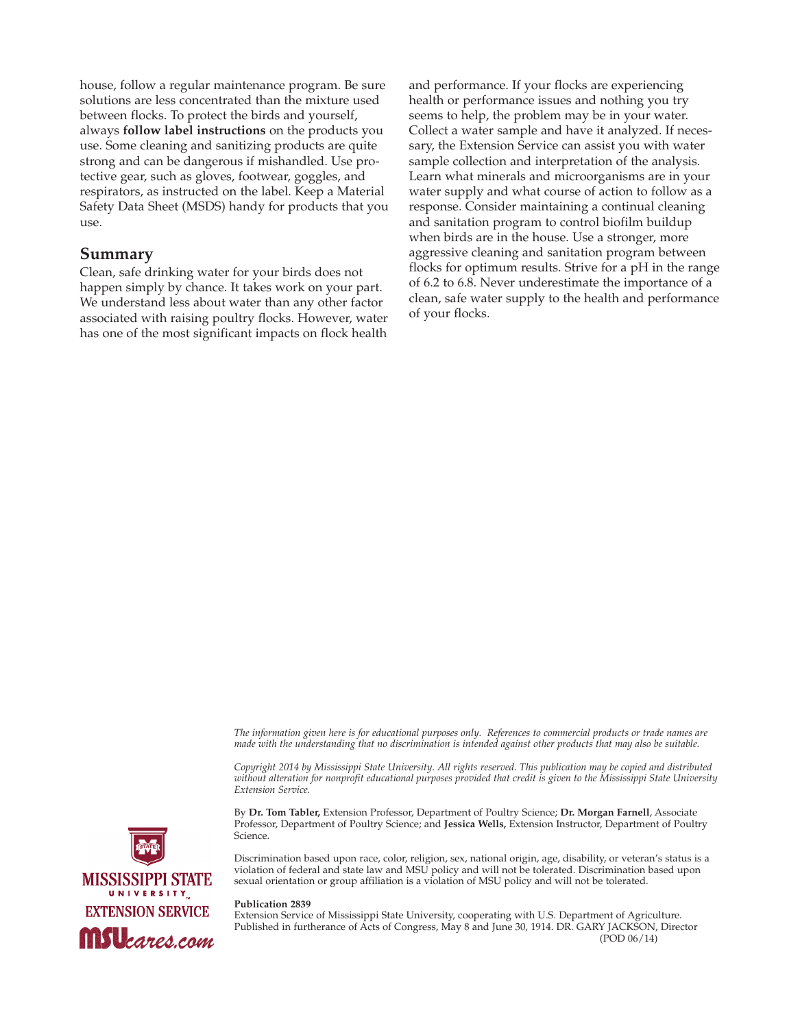house, follow a regular maintenance program. Be sure solutions are less concentrated than the mixture used between flocks. To protect the birds and yourself, always **follow label instructions** on the products you use. Some cleaning and sanitizing products are quite strong and can be dangerous if mishandled. Use protective gear, such as gloves, footwear, goggles, and respirators, as instructed on the label. Keep a Material Safety Data Sheet (MSDS) handy for products that you use.

## Summary

Clean, safe drinking water for your birds does not happen simply by chance. It takes work on your part. We understand less about water than any other factor associated with raising poultry flocks. However, water has one of the most significant impacts on flock health and performance. If your flocks are experiencing health or performance issues and nothing you try seems to help, the problem may be in your water. Collect a water sample and have it analyzed. If necessary, the Extension Service can assist you with water sample collection and interpretation of the analysis. Learn what minerals and microorganisms are in your water supply and what course of action to follow as a response. Consider maintaining a continual cleaning and sanitation program to control biofilm buildup when birds are in the house. Use a stronger, more aggressive cleaning and sanitation program between flocks for optimum results. Strive for a pH in the range of 6.2 to 6.8. Never underestimate the importance of a clean, safe water supply to the health and performance of your flocks.

*The information given here is for educational purposes only. References to commercial products or trade names are made with the understanding that no discrimination is intended against other products that may also be suitable.*

*Copyright 2014 by Mississippi State University. All rights reserved. This publication may be copied and distributed without alteration for nonprofit educational purposes provided that credit is given to the Mississippi State University Extension Service.*

By **Dr. Tom Tabler,** Extension Professor, Department of Poultry Science; **Dr. Morgan Farnell**, Associate Professor, Department of Poultry Science; and **Jessica Wells,** Extension Instructor, Department of Poultry Science.

Discrimination based upon race, color, religion, sex, national origin, age, disability, or veteran's status is a violation of federal and state law and MSU policy and will not be tolerated. Discrimination based upon sexual orientation or group affiliation is a violation of MSU policy and will not be tolerated.

**Publication 2839**
Extension Service of Mississippi State University, cooperating with U.S. Department of Agriculture. Published in furtherance of Acts of Congress, May 8 and June 30, 1914. DR. GARY JACKSON, Director
(POD 06/14)

MISSISSIPPI STATE UNIVERSITY EXTENSION SERVICE

MSUcares.com